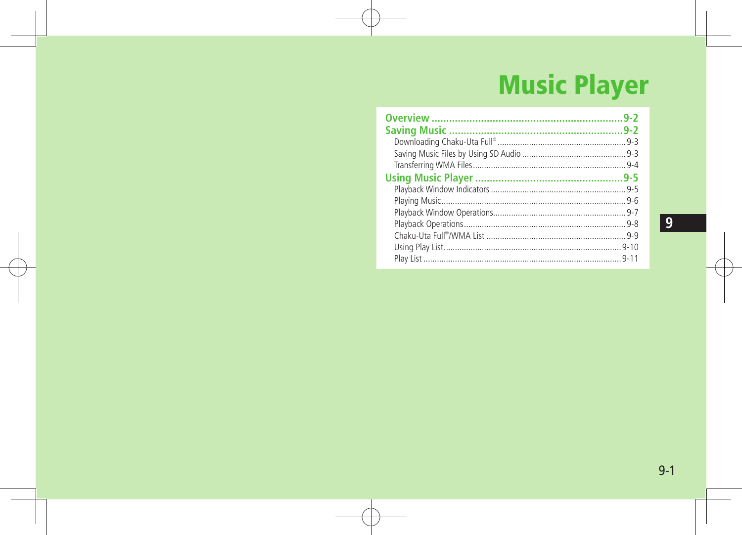# Music Player

**Overview** .................................................................. **9-2**

**Saving Music** ............................................................ **9-2**

- Downloading Chaku-Uta Full® ........................................................ 9-3
- Saving Music Files by Using SD Audio ............................................. 9-3
- Transferring WMA Files.................................................................. 9-4

**Using Music Player** ................................................... **9-5**

- Playback Window Indicators ........................................................... 9-5
- Playing Music................................................................................. 9-6
- Playback Window Operations.......................................................... 9-7
- Playback Operations....................................................................... 9-8
- Chaku-Uta Full®/WMA List ............................................................. 9-9
- Using Play List.............................................................................. 9-10
- Play List ...................................................................................... 9-11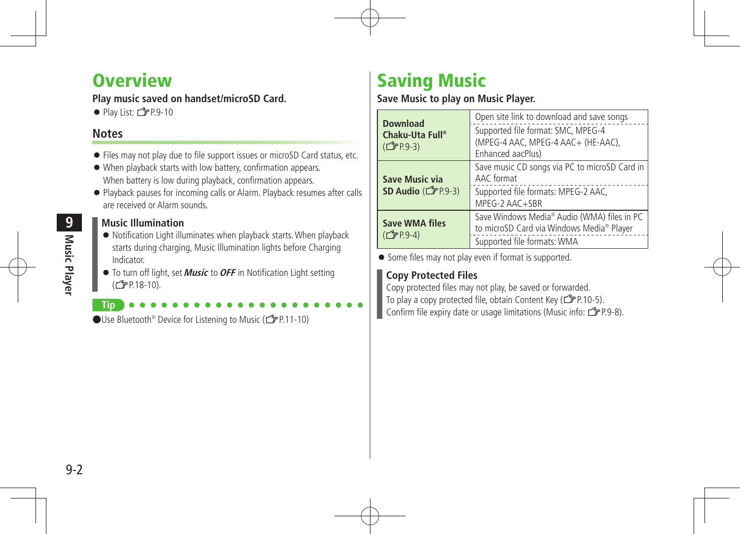# Overview

**Play music saved on handset/microSD Card.**

- Play List: ☞P.9-10

## Notes

- Files may not play due to file support issues or microSD Card status, etc.
- When playback starts with low battery, confirmation appears. When battery is low during playback, confirmation appears.
- Playback pauses for incoming calls or Alarm. Playback resumes after calls are received or Alarm sounds.

### Music Illumination

- Notification Light illuminates when playback starts. When playback starts during charging, Music Illumination lights before Charging Indicator.
- To turn off light, set ***Music*** to ***OFF*** in Notification Light setting (☞P.18-10).

**Tip**

- Use Bluetooth® Device for Listening to Music (☞P.11-10)

# Saving Music

**Save Music to play on Music Player.**

| | |
|---|---|
| **Download Chaku-Uta Full®** (☞P.9-3) | Open site link to download and save songs |
| | Supported file format: SMC, MPEG-4 (MPEG-4 AAC, MPEG-4 AAC+ (HE-AAC), Enhanced aacPlus) |
| **Save Music via SD Audio** (☞P.9-3) | Save music CD songs via PC to microSD Card in AAC format |
| | Supported file formats: MPEG-2 AAC, MPEG-2 AAC+SBR |
| **Save WMA files** (☞P.9-4) | Save Windows Media® Audio (WMA) files in PC to microSD Card via Windows Media® Player |
| | Supported file formats: WMA |

- Some files may not play even if format is supported.

### Copy Protected Files

Copy protected files may not play, be saved or forwarded.
To play a copy protected file, obtain Content Key (☞P.10-5).
Confirm file expiry date or usage limitations (Music info: ☞P.9-8).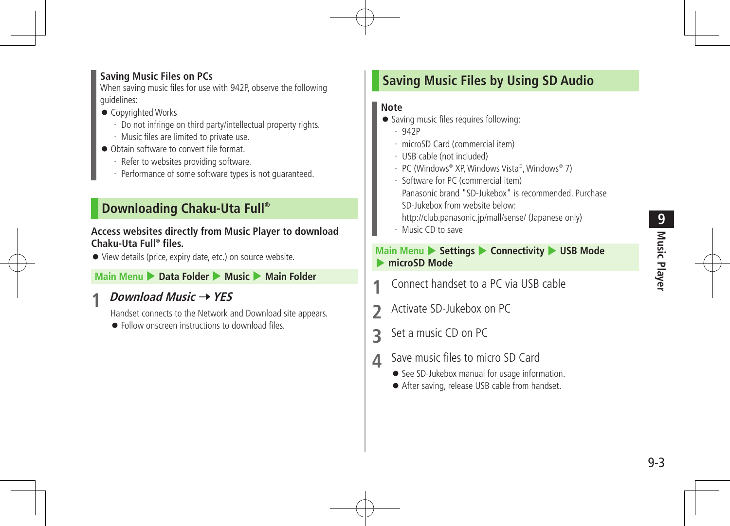**Saving Music Files on PCs**

When saving music files for use with 942P, observe the following guidelines:

- Copyrighted Works
  - Do not infringe on third party/intellectual property rights.
  - Music files are limited to private use.
- Obtain software to convert file format.
  - Refer to websites providing software.
  - Performance of some software types is not guaranteed.

## Downloading Chaku-Uta Full®

**Access websites directly from Music Player to download Chaku-Uta Full® files.**

- View details (price, expiry date, etc.) on source website.

**Main Menu ▶ Data Folder ▶ Music ▶ Main Folder**

1. ***Download Music → YES***

   Handset connects to the Network and Download site appears.

   - Follow onscreen instructions to download files.

## Saving Music Files by Using SD Audio

**Note**

- Saving music files requires following:
  - 942P
  - microSD Card (commercial item)
  - USB cable (not included)
  - PC (Windows® XP, Windows Vista®, Windows® 7)
  - Software for PC (commercial item)
    Panasonic brand "SD-Jukebox" is recommended. Purchase SD-Jukebox from website below:
    http://club.panasonic.jp/mall/sense/ (Japanese only)
  - Music CD to save

**Main Menu ▶ Settings ▶ Connectivity ▶ USB Mode ▶ microSD Mode**

1. Connect handset to a PC via USB cable
2. Activate SD-Jukebox on PC
3. Set a music CD on PC
4. Save music files to micro SD Card
   - See SD-Jukebox manual for usage information.
   - After saving, release USB cable from handset.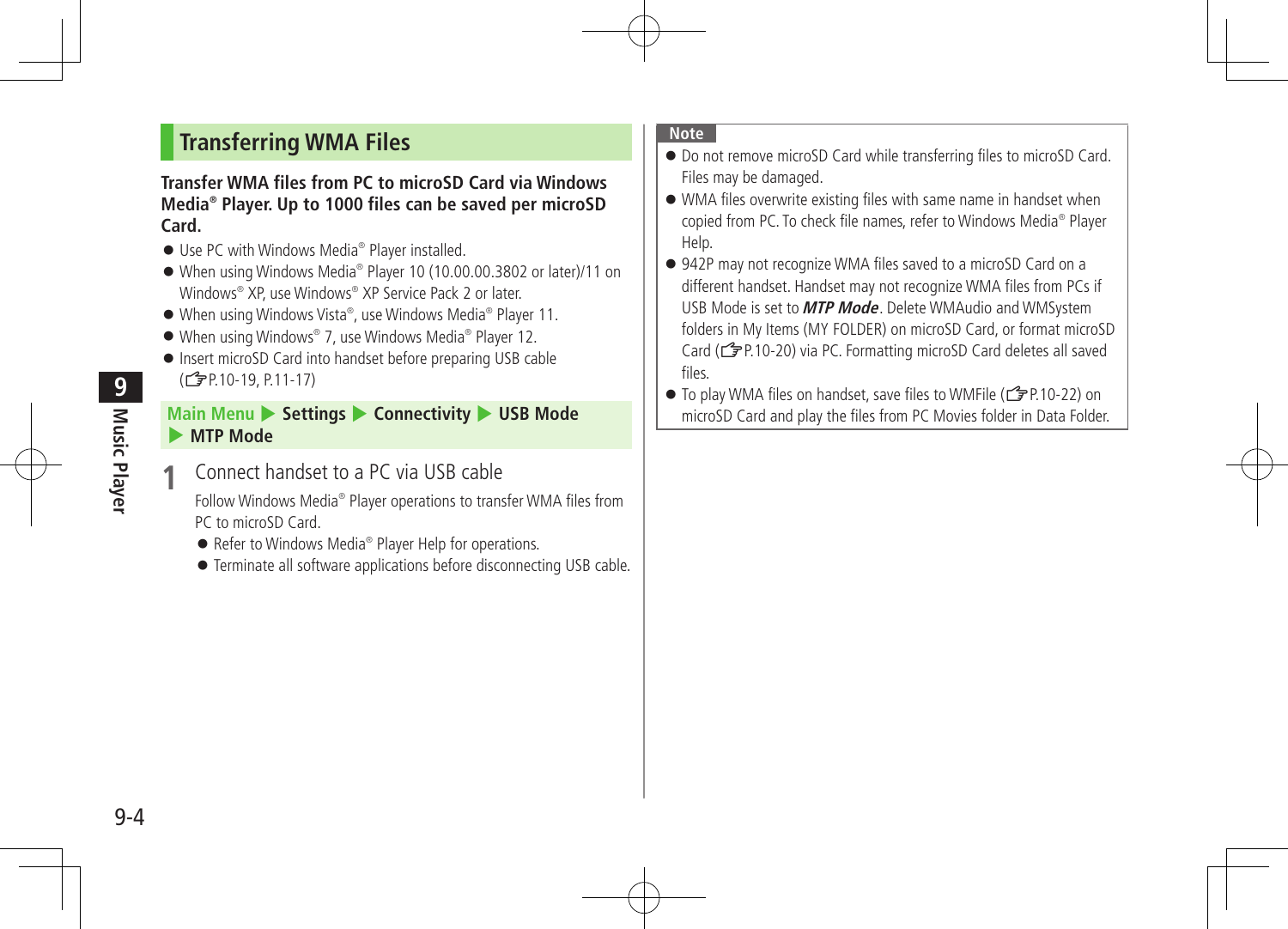## Transferring WMA Files

**Transfer WMA files from PC to microSD Card via Windows Media® Player. Up to 1000 files can be saved per microSD Card.**

- Use PC with Windows Media® Player installed.
- When using Windows Media® Player 10 (10.00.00.3802 or later)/11 on Windows® XP, use Windows® XP Service Pack 2 or later.
- When using Windows Vista®, use Windows Media® Player 11.
- When using Windows® 7, use Windows Media® Player 12.
- Insert microSD Card into handset before preparing USB cable (☞P.10-19, P.11-17)

**Main Menu ▶ Settings ▶ Connectivity ▶ USB Mode ▶ MTP Mode**

**1** Connect handset to a PC via USB cable

Follow Windows Media® Player operations to transfer WMA files from PC to microSD Card.

- Refer to Windows Media® Player Help for operations.
- Terminate all software applications before disconnecting USB cable.

**Note**

- Do not remove microSD Card while transferring files to microSD Card. Files may be damaged.
- WMA files overwrite existing files with same name in handset when copied from PC. To check file names, refer to Windows Media® Player Help.
- 942P may not recognize WMA files saved to a microSD Card on a different handset. Handset may not recognize WMA files from PCs if USB Mode is set to ***MTP Mode***. Delete WMAudio and WMSystem folders in My Items (MY FOLDER) on microSD Card, or format microSD Card (☞P.10-20) via PC. Formatting microSD Card deletes all saved files.
- To play WMA files on handset, save files to WMFile (☞P.10-22) on microSD Card and play the files from PC Movies folder in Data Folder.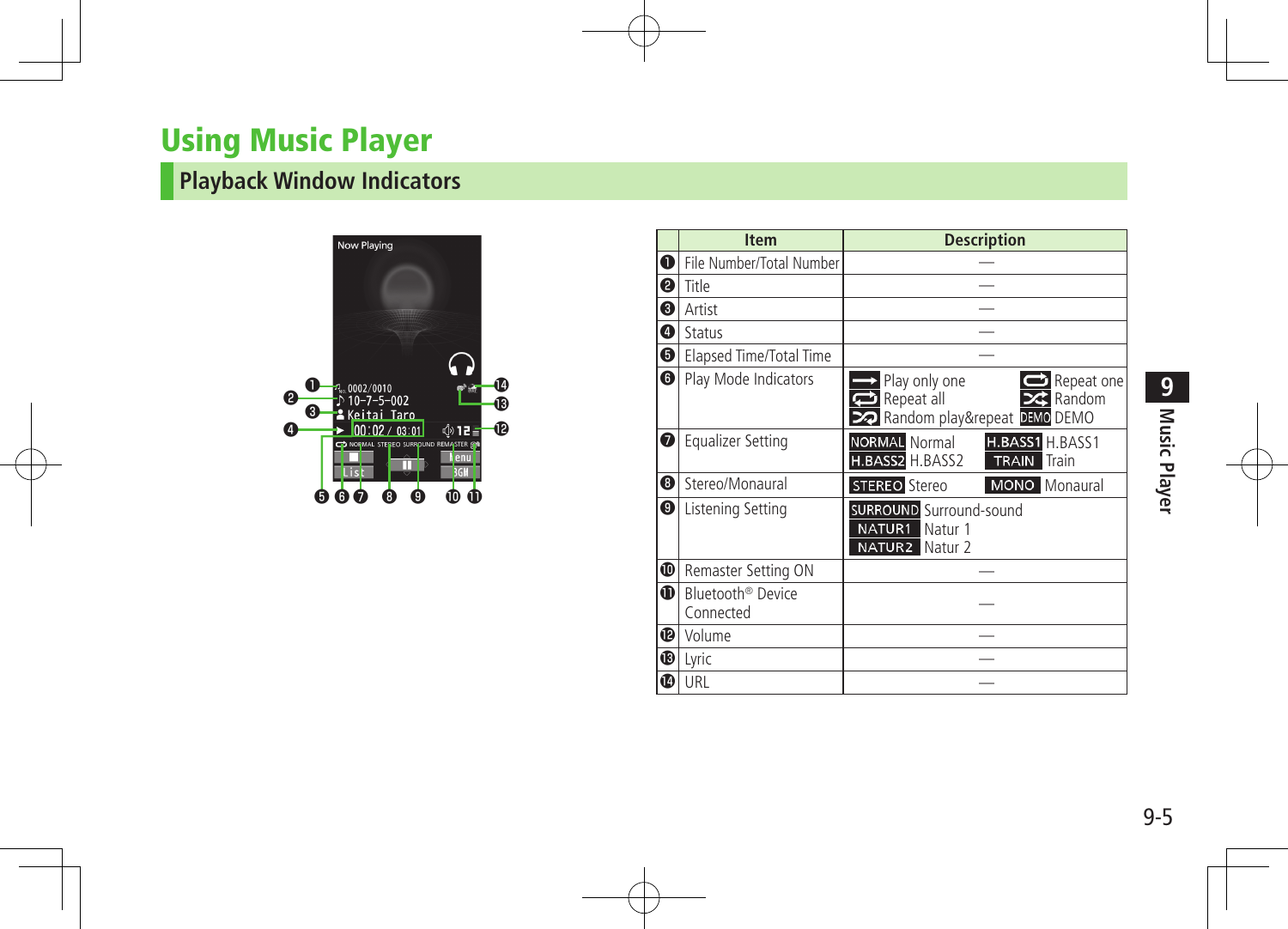# Using Music Player

## Playback Window Indicators

| | Item | Description |
|---|---|---|
| ❶ | File Number/Total Number | — |
| ❷ | Title | — |
| ❸ | Artist | — |
| ❹ | Status | — |
| ❺ | Elapsed Time/Total Time | — |
| ❻ | Play Mode Indicators | Play only one, Repeat one, Repeat all, Random, Random play&repeat, DEMO DEMO |
| ❼ | Equalizer Setting | NORMAL Normal, H.BASS1 H.BASS1, H.BASS2 H.BASS2, TRAIN Train |
| ❽ | Stereo/Monaural | STEREO Stereo, MONO Monaural |
| ❾ | Listening Setting | SURROUND Surround-sound, NATUR1 Natur 1, NATUR2 Natur 2 |
| ❿ | Remaster Setting ON | — |
| ⓫ | Bluetooth® Device Connected | — |
| ⓬ | Volume | — |
| ⓭ | Lyric | — |
| ⓮ | URL | — |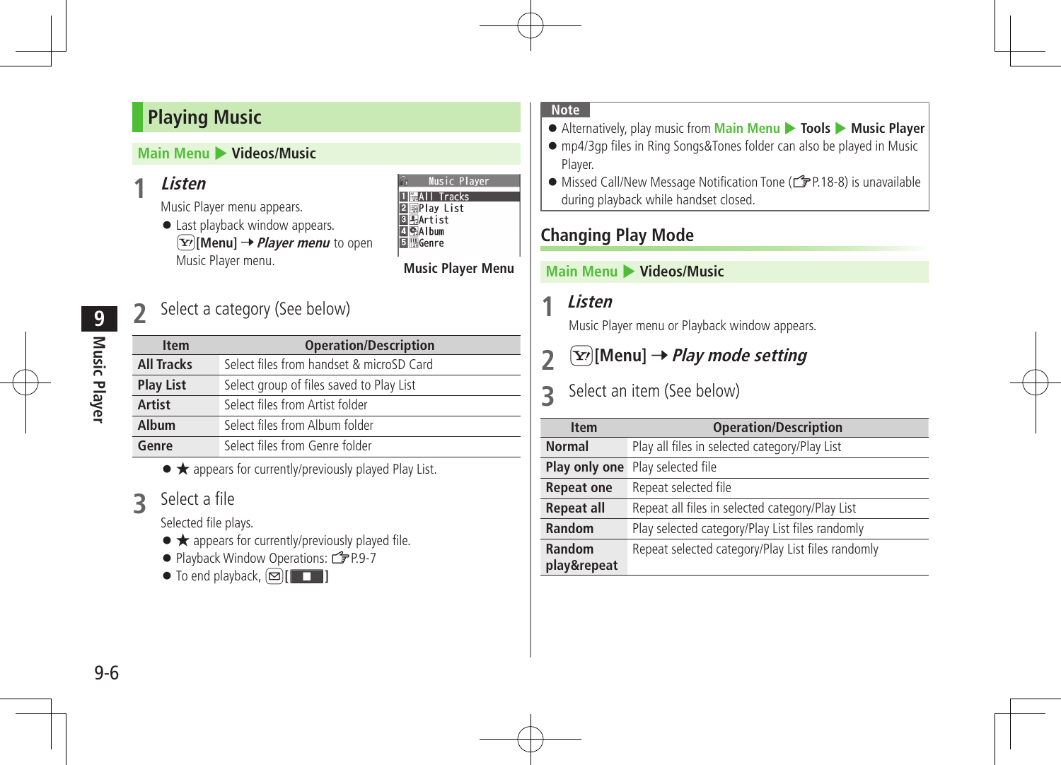## Playing Music

**Main Menu ▶ Videos/Music**

**1** ***Listen***

Music Player menu appears.

- Last playback window appears. [Y!][Menu] → ***Player menu*** to open Music Player menu.

Music Player
1 All Tracks
2 Play List
3 Artist
4 Album
5 Genre

**Music Player Menu**

**2** Select a category (See below)

| Item | Operation/Description |
|---|---|
| **All Tracks** | Select files from handset & microSD Card |
| **Play List** | Select group of files saved to Play List |
| **Artist** | Select files from Artist folder |
| **Album** | Select files from Album folder |
| **Genre** | Select files from Genre folder |

- ★ appears for currently/previously played Play List.

**3** Select a file

Selected file plays.

- ★ appears for currently/previously played file.
- Playback Window Operations: ☞P.9-7
- To end playback, [✉][ ■ ]

**Note**

- Alternatively, play music from **Main Menu ▶ Tools ▶ Music Player**
- mp4/3gp files in Ring Songs&Tones folder can also be played in Music Player.
- Missed Call/New Message Notification Tone (☞P.18-8) is unavailable during playback while handset closed.

## Changing Play Mode

**Main Menu ▶ Videos/Music**

**1** ***Listen***

Music Player menu or Playback window appears.

**2** [Y!]**[Menu]** → ***Play mode setting***

**3** Select an item (See below)

| Item | Operation/Description |
|---|---|
| **Normal** | Play all files in selected category/Play List |
| **Play only one** | Play selected file |
| **Repeat one** | Repeat selected file |
| **Repeat all** | Repeat all files in selected category/Play List |
| **Random** | Play selected category/Play List files randomly |
| **Random play&repeat** | Repeat selected category/Play List files randomly |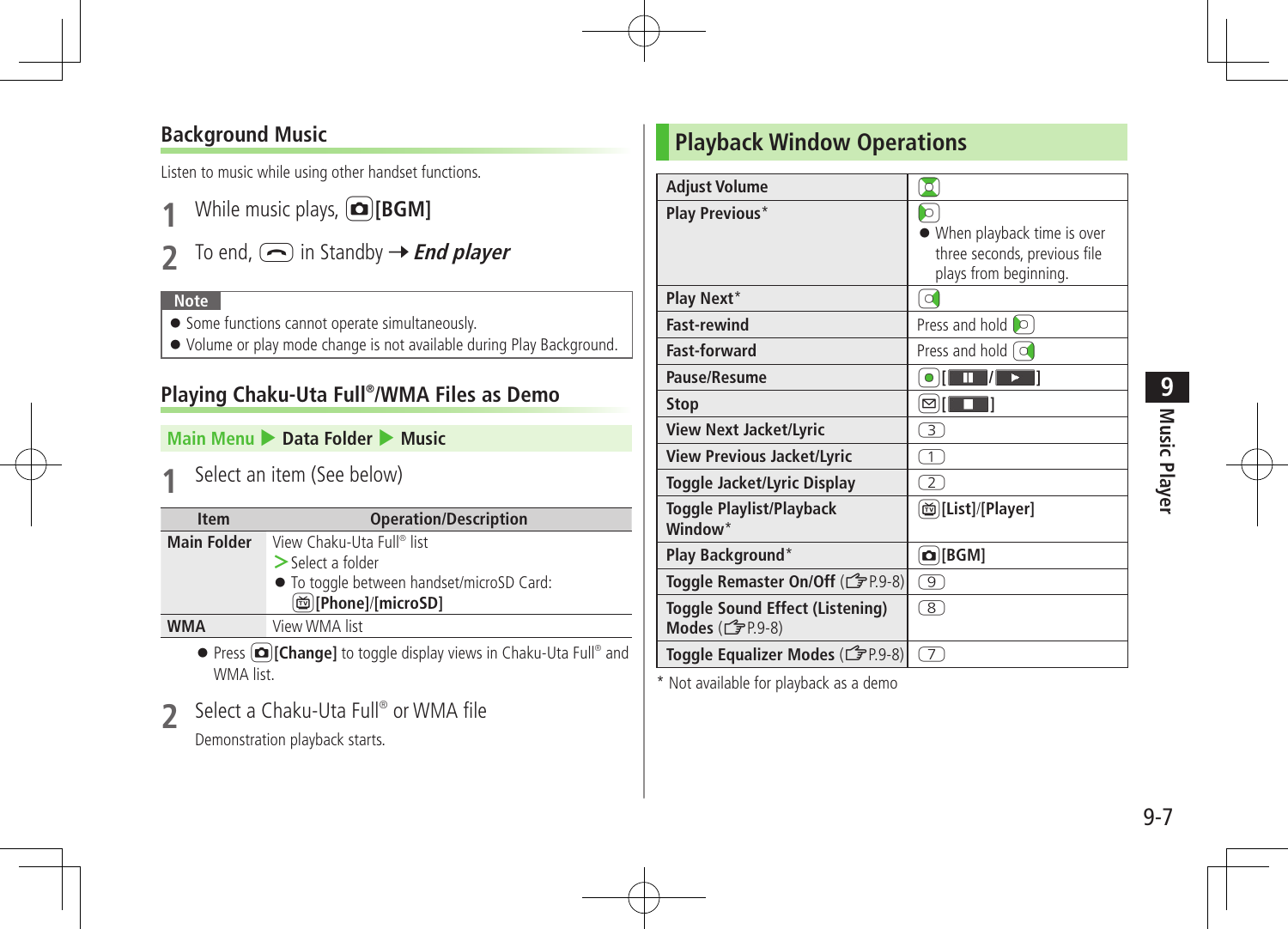## Background Music

Listen to music while using other handset functions.

**1** While music plays, [BGM]

**2** To end, in Standby → ***End player***

**Note**

- Some functions cannot operate simultaneously.
- Volume or play mode change is not available during Play Background.

## Playing Chaku-Uta Full®/WMA Files as Demo

**Main Menu ▶ Data Folder ▶ Music**

**1** Select an item (See below)

| Item | Operation/Description |
|---|---|
| **Main Folder** | View Chaku-Uta Full® list<br>> Select a folder<br>● To toggle between handset/microSD Card: **[Phone]**/**[microSD]** |
| **WMA** | View WMA list |

- Press **[Change]** to toggle display views in Chaku-Uta Full® and WMA list.

**2** Select a Chaku-Uta Full® or WMA file

Demonstration playback starts.

# Playback Window Operations

| | |
|---|---|
| **Adjust Volume** | |
| **Play Previous*** | ● When playback time is over three seconds, previous file plays from beginning. |
| **Play Next*** | |
| **Fast-rewind** | Press and hold |
| **Fast-forward** | Press and hold |
| **Pause/Resume** | [ ▮▮ / ▶ ] |
| **Stop** | [ ■ ] |
| **View Next Jacket/Lyric** | 3 |
| **View Previous Jacket/Lyric** | 1 |
| **Toggle Jacket/Lyric Display** | 2 |
| **Toggle Playlist/Playback Window*** | **[List]**/**[Player]** |
| **Play Background*** | **[BGM]** |
| **Toggle Remaster On/Off** (☞P.9-8) | 9 |
| **Toggle Sound Effect (Listening) Modes** (☞P.9-8) | 8 |
| **Toggle Equalizer Modes** (☞P.9-8) | 7 |

\* Not available for playback as a demo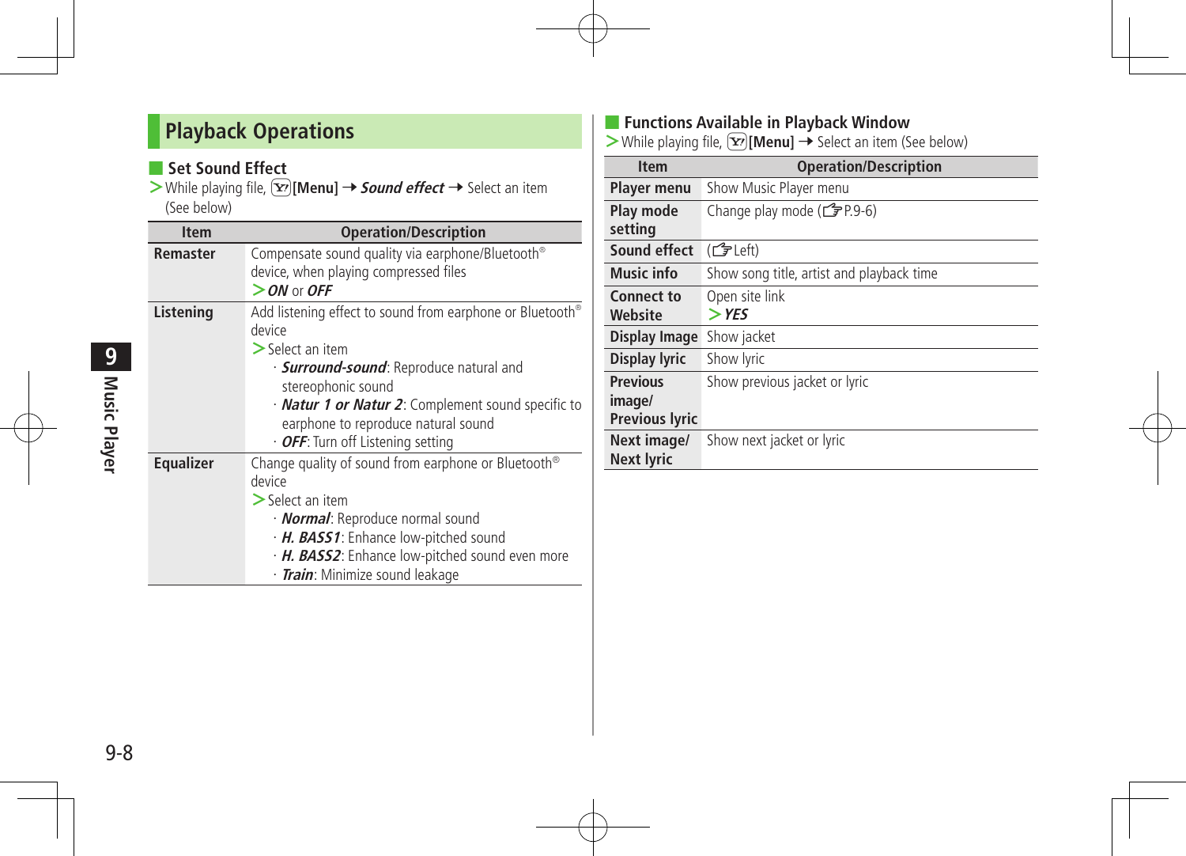## Playback Operations

### Set Sound Effect

> While playing file, [Y!][Menu] → *Sound effect* → Select an item (See below)

| Item | Operation/Description |
|---|---|
| **Remaster** | Compensate sound quality via earphone/Bluetooth® device, when playing compressed files<br>> ***ON*** or ***OFF*** |
| **Listening** | Add listening effect to sound from earphone or Bluetooth® device<br>> Select an item<br>· ***Surround-sound***: Reproduce natural and stereophonic sound<br>· ***Natur 1 or Natur 2***: Complement sound specific to earphone to reproduce natural sound<br>· ***OFF***: Turn off Listening setting |
| **Equalizer** | Change quality of sound from earphone or Bluetooth® device<br>> Select an item<br>· ***Normal***: Reproduce normal sound<br>· ***H. BASS1***: Enhance low-pitched sound<br>· ***H. BASS2***: Enhance low-pitched sound even more<br>· ***Train***: Minimize sound leakage |

### Functions Available in Playback Window

> While playing file, [Y!][Menu] → Select an item (See below)

| Item | Operation/Description |
|---|---|
| **Player menu** | Show Music Player menu |
| **Play mode setting** | Change play mode (☞P.9-6) |
| **Sound effect** | (☞Left) |
| **Music info** | Show song title, artist and playback time |
| **Connect to Website** | Open site link<br>> ***YES*** |
| **Display Image** | Show jacket |
| **Display lyric** | Show lyric |
| **Previous image/ Previous lyric** | Show previous jacket or lyric |
| **Next image/ Next lyric** | Show next jacket or lyric |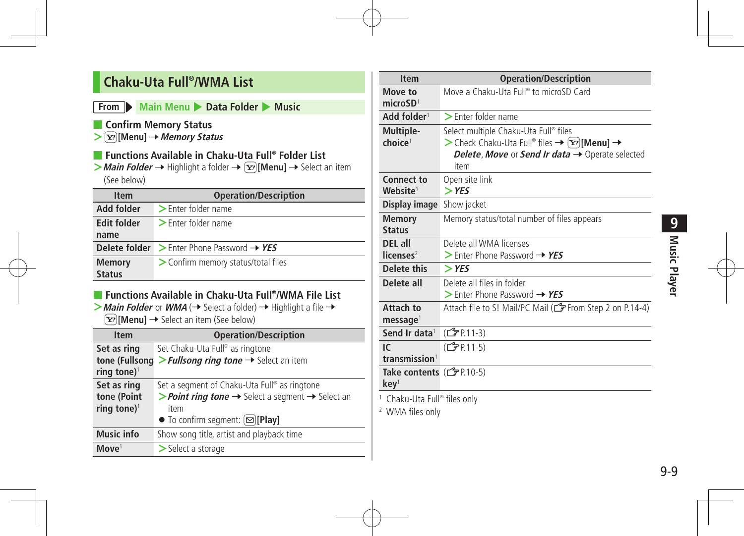## Chaku-Uta Full®/WMA List

**From** ▶ Main Menu ▶ **Data Folder** ▶ **Music**

### Confirm Memory Status

> [Y!][Menu] → ***Memory Status***

### Functions Available in Chaku-Uta Full® Folder List

> ***Main Folder*** → Highlight a folder → [Y!][Menu] → Select an item (See below)

| Item | Operation/Description |
|---|---|
| **Add folder** | > Enter folder name |
| **Edit folder name** | > Enter folder name |
| **Delete folder** | > Enter Phone Password → ***YES*** |
| **Memory Status** | > Confirm memory status/total files |

### Functions Available in Chaku-Uta Full®/WMA File List

> ***Main Folder*** or ***WMA*** (→ Select a folder) → Highlight a file → [Y!][Menu] → Select an item (See below)

| Item | Operation/Description |
|---|---|
| **Set as ring tone (Fullsong ring tone)**[1] | Set Chaku-Uta Full® as ringtone<br>> ***Fullsong ring tone*** → Select an item |
| **Set as ring tone (Point ring tone)**[1] | Set a segment of Chaku-Uta Full® as ringtone<br>> ***Point ring tone*** → Select a segment → Select an item<br>● To confirm segment: [✉][Play] |
| **Music info** | Show song title, artist and playback time |
| **Move**[1] | > Select a storage |
| **Move to microSD**[1] | Move a Chaku-Uta Full® to microSD Card |
| **Add folder**[1] | > Enter folder name |
| **Multiple-choice**[1] | Select multiple Chaku-Uta Full® files<br>> Check Chaku-Uta Full® files → [Y!][Menu] → ***Delete***, ***Move*** or ***Send Ir data*** → Operate selected item |
| **Connect to Website**[1] | Open site link<br>> ***YES*** |
| **Display image** | Show jacket |
| **Memory Status** | Memory status/total number of files appears |
| **DEL all licenses**[2] | Delete all WMA licenses<br>> Enter Phone Password → ***YES*** |
| **Delete this** | > ***YES*** |
| **Delete all** | Delete all files in folder<br>> Enter Phone Password → ***YES*** |
| **Attach to message**[1] | Attach file to S! Mail/PC Mail (☞From Step 2 on P.14-4) |
| **Send Ir data**[1] | (☞P.11-3) |
| **IC transmission**[1] | (☞P.11-5) |
| **Take contents key**[1] | (☞P.10-5) |

[1] Chaku-Uta Full® files only

[2] WMA files only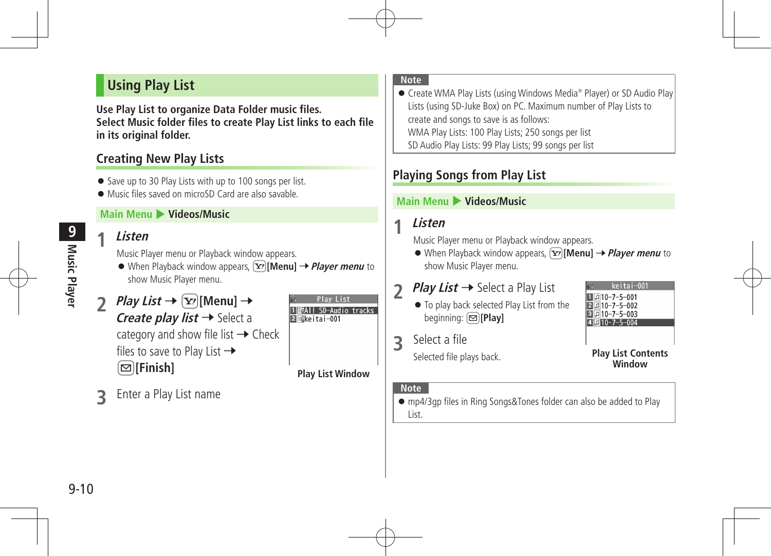## Using Play List

**Use Play List to organize Data Folder music files.**
**Select Music folder files to create Play List links to each file in its original folder.**

### Creating New Play Lists

- Save up to 30 Play Lists with up to 100 songs per list.
- Music files saved on microSD Card are also savable.

**Main Menu ▶ Videos/Music**

**1** ***Listen***

Music Player menu or Playback window appears.

- When Playback window appears, **[Menu]** → ***Player menu*** to show Music Player menu.

**2** ***Play List*** → **[Menu]** → ***Create play list*** → Select a category and show file list → Check files to save to Play List → **[Finish]**

Play List
1 All SD-Audio tracks
2 keitai-001

**Play List Window**

**3** Enter a Play List name

**Note**

- Create WMA Play Lists (using Windows Media® Player) or SD Audio Play Lists (using SD-Juke Box) on PC. Maximum number of Play Lists to create and songs to save is as follows:
  WMA Play Lists: 100 Play Lists; 250 songs per list
  SD Audio Play Lists: 99 Play Lists; 99 songs per list

### Playing Songs from Play List

**Main Menu ▶ Videos/Music**

**1** ***Listen***

Music Player menu or Playback window appears.

- When Playback window appears, **[Menu]** → ***Player menu*** to show Music Player menu.

**2** ***Play List*** → Select a Play List

- To play back selected Play List from the beginning: **[Play]**

keitai-001
1 10-7-5-001
2 10-7-5-002
3 10-7-5-003
4 10-7-5-004

**Play List Contents Window**

**3** Select a file

Selected file plays back.

**Note**

- mp4/3gp files in Ring Songs&Tones folder can also be added to Play List.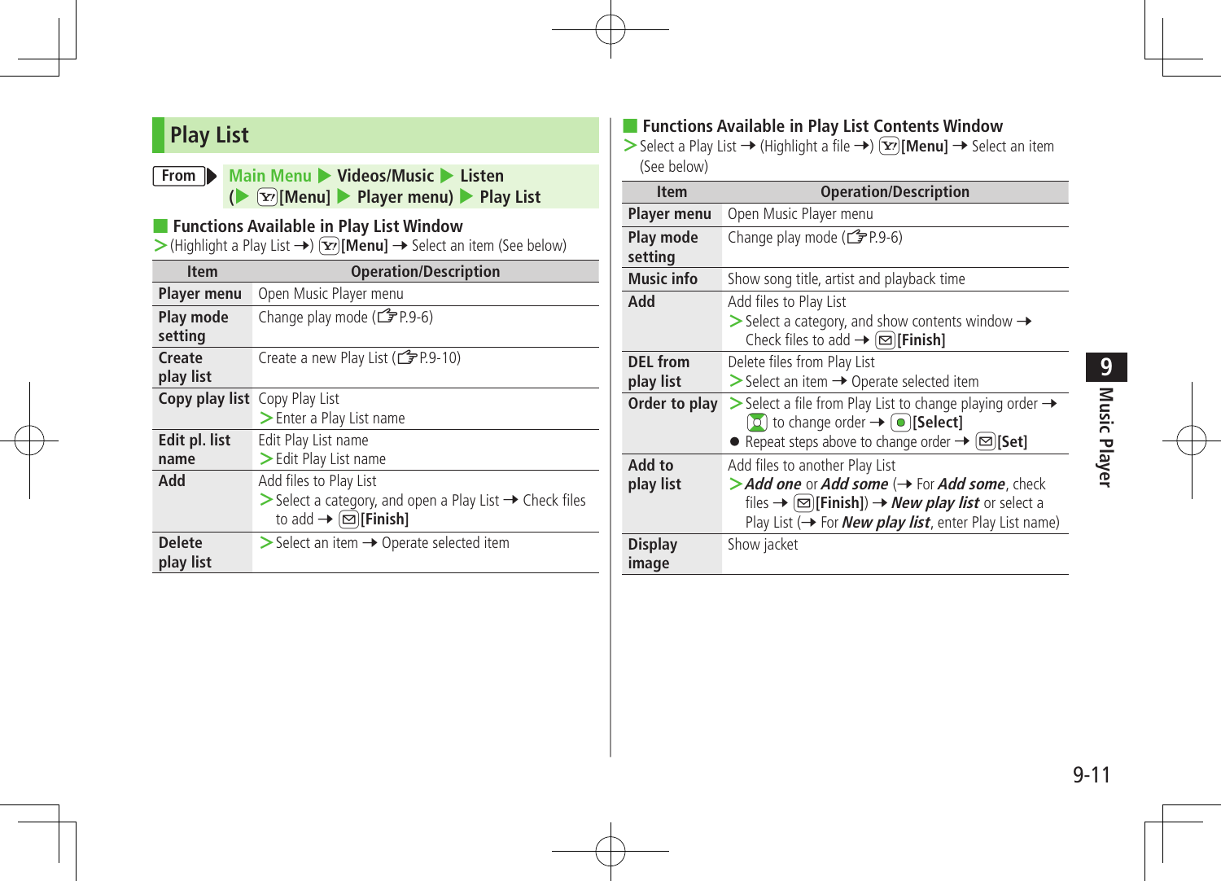## Play List

**From** ▶ Main Menu ▶ **Videos/Music** ▶ **Listen** (▶ [Menu] ▶ **Player menu**) ▶ **Play List**

### Functions Available in Play List Window

> (Highlight a Play List →) **[Menu]** → Select an item (See below)

| Item | Operation/Description |
|---|---|
| **Player menu** | Open Music Player menu |
| **Play mode setting** | Change play mode (☞P.9-6) |
| **Create play list** | Create a new Play List (☞P.9-10) |
| **Copy play list** | Copy Play List<br>> Enter a Play List name |
| **Edit pl. list name** | Edit Play List name<br>> Edit Play List name |
| **Add** | Add files to Play List<br>> Select a category, and open a Play List → Check files to add → **[Finish]** |
| **Delete play list** | > Select an item → Operate selected item |

### Functions Available in Play List Contents Window

> Select a Play List → (Highlight a file →) **[Menu]** → Select an item (See below)

| Item | Operation/Description |
|---|---|
| **Player menu** | Open Music Player menu |
| **Play mode setting** | Change play mode (☞P.9-6) |
| **Music info** | Show song title, artist and playback time |
| **Add** | Add files to Play List<br>> Select a category, and show contents window → Check files to add → **[Finish]** |
| **DEL from play list** | Delete files from Play List<br>> Select an item → Operate selected item |
| **Order to play** | > Select a file from Play List to change playing order → to change order → **[Select]**<br>● Repeat steps above to change order → **[Set]** |
| **Add to play list** | Add files to another Play List<br>> ***Add one*** or ***Add some*** (→ For ***Add some***, check files → **[Finish]**) → ***New play list*** or select a Play List (→ For ***New play list***, enter Play List name) |
| **Display image** | Show jacket |